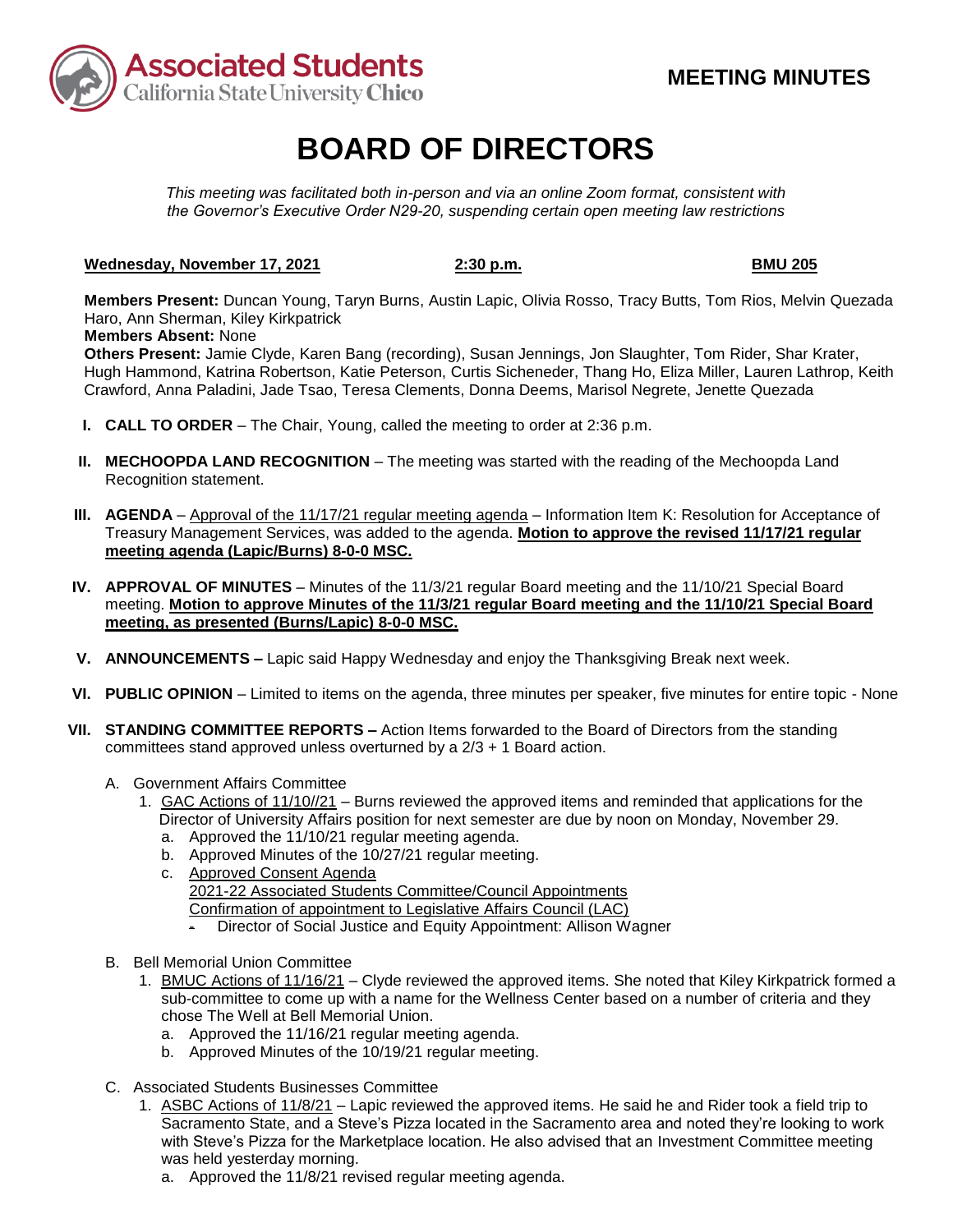**MEETING MINUTES**

# BOARD OF DIRECTORS

*This meeting was facilitated both in-person and via an online Zoom format, consistent with the Governor's Executive Order N29-20, suspending certain open meeting law restrictions*

**Wednesday, November 17, 2021** **2:30 p.m.** **BMU 205**

**Members Present:** Duncan Young, Taryn Burns, Austin Lapic, Olivia Rosso, Tracy Butts, Tom Rios, Melvin Quezada Haro, Ann Sherman, Kiley Kirkpatrick
**Members Absent:** None
**Others Present:** Jamie Clyde, Karen Bang (recording), Susan Jennings, Jon Slaughter, Tom Rider, Shar Krater, Hugh Hammond, Katrina Robertson, Katie Peterson, Curtis Sicheneder, Thang Ho, Eliza Miller, Lauren Lathrop, Keith Crawford, Anna Paladini, Jade Tsao, Teresa Clements, Donna Deems, Marisol Negrete, Jenette Quezada

I. **CALL TO ORDER** – The Chair, Young, called the meeting to order at 2:36 p.m.

II. **MECHOOPDA LAND RECOGNITION** – The meeting was started with the reading of the Mechoopda Land Recognition statement.

III. **AGENDA** – Approval of the 11/17/21 regular meeting agenda – Information Item K: Resolution for Acceptance of Treasury Management Services, was added to the agenda. **Motion to approve the revised 11/17/21 regular meeting agenda (Lapic/Burns) 8-0-0 MSC.**

IV. **APPROVAL OF MINUTES** – Minutes of the 11/3/21 regular Board meeting and the 11/10/21 Special Board meeting. **Motion to approve Minutes of the 11/3/21 regular Board meeting and the 11/10/21 Special Board meeting, as presented (Burns/Lapic) 8-0-0 MSC.**

V. **ANNOUNCEMENTS –** Lapic said Happy Wednesday and enjoy the Thanksgiving Break next week.

VI. **PUBLIC OPINION** – Limited to items on the agenda, three minutes per speaker, five minutes for entire topic - None

VII. **STANDING COMMITTEE REPORTS –** Action Items forwarded to the Board of Directors from the standing committees stand approved unless overturned by a 2/3 + 1 Board action.

   A. Government Affairs Committee
      1. GAC Actions of 11/10//21 – Burns reviewed the approved items and reminded that applications for the Director of University Affairs position for next semester are due by noon on Monday, November 29.
         a. Approved the 11/10/21 regular meeting agenda.
         b. Approved Minutes of the 10/27/21 regular meeting.
         c. Approved Consent Agenda
            2021-22 Associated Students Committee/Council Appointments
            Confirmation of appointment to Legislative Affairs Council (LAC)
            - Director of Social Justice and Equity Appointment: Allison Wagner

   B. Bell Memorial Union Committee
      1. BMUC Actions of 11/16/21 – Clyde reviewed the approved items. She noted that Kiley Kirkpatrick formed a sub-committee to come up with a name for the Wellness Center based on a number of criteria and they chose The Well at Bell Memorial Union.
         a. Approved the 11/16/21 regular meeting agenda.
         b. Approved Minutes of the 10/19/21 regular meeting.

   C. Associated Students Businesses Committee
      1. ASBC Actions of 11/8/21 – Lapic reviewed the approved items. He said he and Rider took a field trip to Sacramento State, and a Steve's Pizza located in the Sacramento area and noted they're looking to work with Steve's Pizza for the Marketplace location. He also advised that an Investment Committee meeting was held yesterday morning.
         a. Approved the 11/8/21 revised regular meeting agenda.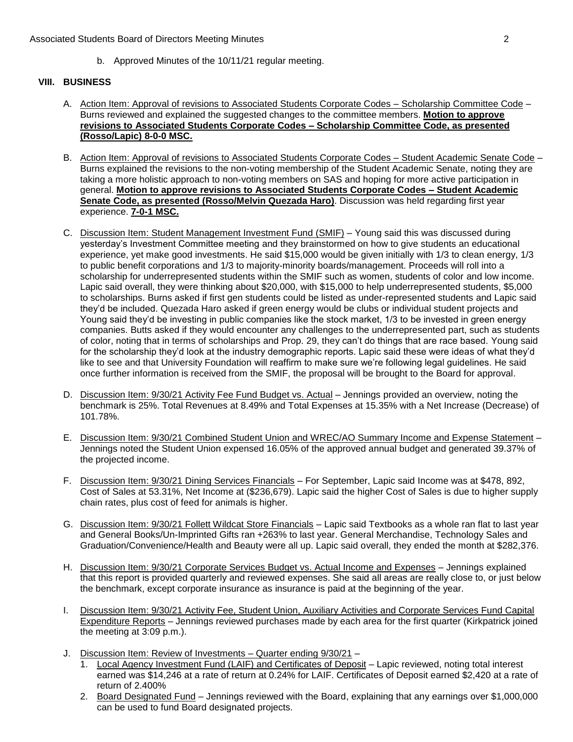b. Approved Minutes of the 10/11/21 regular meeting.

## VIII. BUSINESS

A. Action Item: Approval of revisions to Associated Students Corporate Codes – Scholarship Committee Code – Burns reviewed and explained the suggested changes to the committee members. **Motion to approve revisions to Associated Students Corporate Codes – Scholarship Committee Code, as presented (Rosso/Lapic) 8-0-0 MSC.**

B. Action Item: Approval of revisions to Associated Students Corporate Codes – Student Academic Senate Code – Burns explained the revisions to the non-voting membership of the Student Academic Senate, noting they are taking a more holistic approach to non-voting members on SAS and hoping for more active participation in general. **Motion to approve revisions to Associated Students Corporate Codes – Student Academic Senate Code, as presented (Rosso/Melvin Quezada Haro)**. Discussion was held regarding first year experience. **7-0-1 MSC.**

C. Discussion Item: Student Management Investment Fund (SMIF) – Young said this was discussed during yesterday's Investment Committee meeting and they brainstormed on how to give students an educational experience, yet make good investments. He said \$15,000 would be given initially with 1/3 to clean energy, 1/3 to public benefit corporations and 1/3 to majority-minority boards/management. Proceeds will roll into a scholarship for underrepresented students within the SMIF such as women, students of color and low income. Lapic said overall, they were thinking about \$20,000, with \$15,000 to help underrepresented students, \$5,000 to scholarships. Burns asked if first gen students could be listed as under-represented students and Lapic said they'd be included. Quezada Haro asked if green energy would be clubs or individual student projects and Young said they'd be investing in public companies like the stock market, 1/3 to be invested in green energy companies. Butts asked if they would encounter any challenges to the underrepresented part, such as students of color, noting that in terms of scholarships and Prop. 29, they can't do things that are race based. Young said for the scholarship they'd look at the industry demographic reports. Lapic said these were ideas of what they'd like to see and that University Foundation will reaffirm to make sure we're following legal guidelines. He said once further information is received from the SMIF, the proposal will be brought to the Board for approval.

D. Discussion Item: 9/30/21 Activity Fee Fund Budget vs. Actual – Jennings provided an overview, noting the benchmark is 25%. Total Revenues at 8.49% and Total Expenses at 15.35% with a Net Increase (Decrease) of 101.78%.

E. Discussion Item: 9/30/21 Combined Student Union and WREC/AO Summary Income and Expense Statement – Jennings noted the Student Union expensed 16.05% of the approved annual budget and generated 39.37% of the projected income.

F. Discussion Item: 9/30/21 Dining Services Financials – For September, Lapic said Income was at \$478, 892, Cost of Sales at 53.31%, Net Income at (\$236,679). Lapic said the higher Cost of Sales is due to higher supply chain rates, plus cost of feed for animals is higher.

G. Discussion Item: 9/30/21 Follett Wildcat Store Financials – Lapic said Textbooks as a whole ran flat to last year and General Books/Un-Imprinted Gifts ran +263% to last year. General Merchandise, Technology Sales and Graduation/Convenience/Health and Beauty were all up. Lapic said overall, they ended the month at \$282,376.

H. Discussion Item: 9/30/21 Corporate Services Budget vs. Actual Income and Expenses – Jennings explained that this report is provided quarterly and reviewed expenses. She said all areas are really close to, or just below the benchmark, except corporate insurance as insurance is paid at the beginning of the year.

I. Discussion Item: 9/30/21 Activity Fee, Student Union, Auxiliary Activities and Corporate Services Fund Capital Expenditure Reports – Jennings reviewed purchases made by each area for the first quarter (Kirkpatrick joined the meeting at 3:09 p.m.).

J. Discussion Item: Review of Investments – Quarter ending 9/30/21 –
   1. Local Agency Investment Fund (LAIF) and Certificates of Deposit – Lapic reviewed, noting total interest earned was \$14,246 at a rate of return at 0.24% for LAIF. Certificates of Deposit earned \$2,420 at a rate of return of 2.400%
   2. Board Designated Fund – Jennings reviewed with the Board, explaining that any earnings over \$1,000,000 can be used to fund Board designated projects.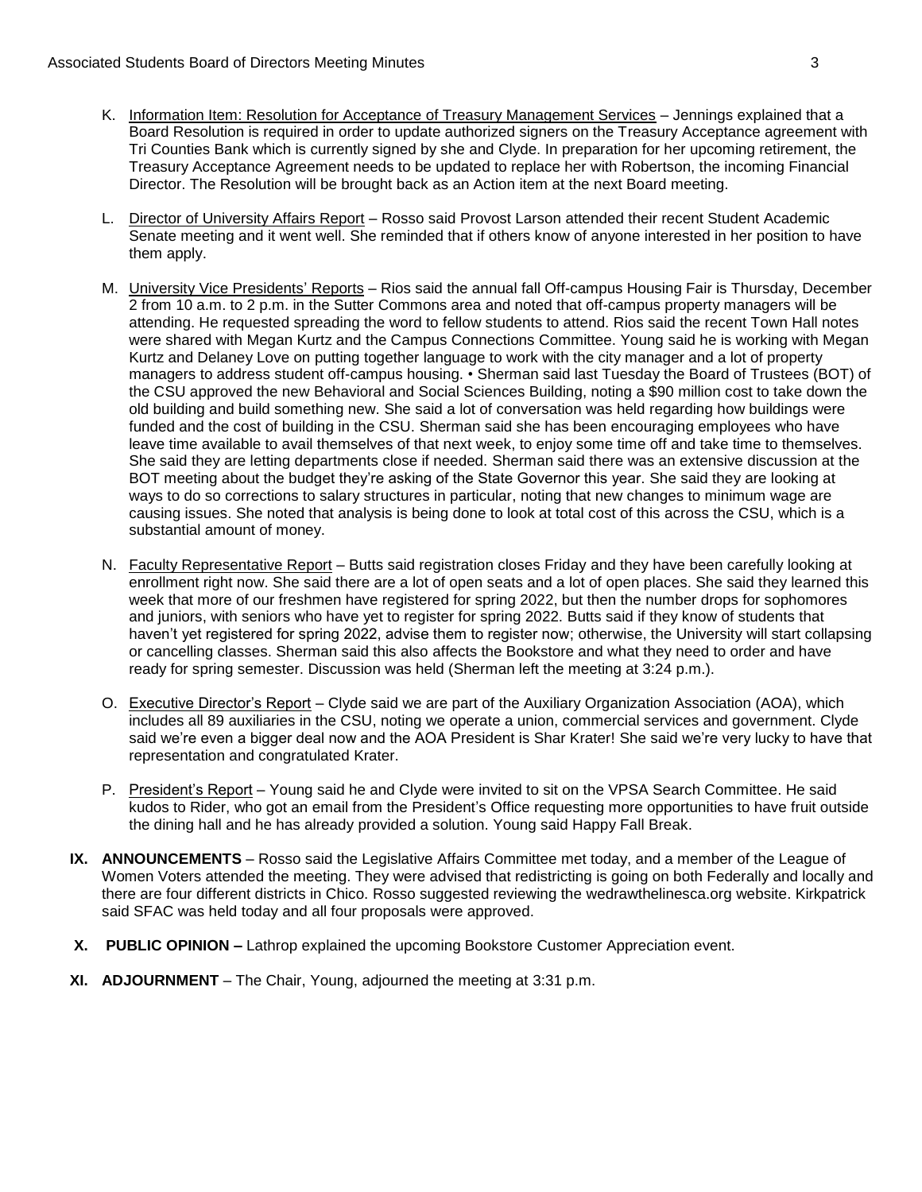K. Information Item: Resolution for Acceptance of Treasury Management Services – Jennings explained that a Board Resolution is required in order to update authorized signers on the Treasury Acceptance agreement with Tri Counties Bank which is currently signed by she and Clyde. In preparation for her upcoming retirement, the Treasury Acceptance Agreement needs to be updated to replace her with Robertson, the incoming Financial Director. The Resolution will be brought back as an Action item at the next Board meeting.

L. Director of University Affairs Report – Rosso said Provost Larson attended their recent Student Academic Senate meeting and it went well. She reminded that if others know of anyone interested in her position to have them apply.

M. University Vice Presidents' Reports – Rios said the annual fall Off-campus Housing Fair is Thursday, December 2 from 10 a.m. to 2 p.m. in the Sutter Commons area and noted that off-campus property managers will be attending. He requested spreading the word to fellow students to attend. Rios said the recent Town Hall notes were shared with Megan Kurtz and the Campus Connections Committee. Young said he is working with Megan Kurtz and Delaney Love on putting together language to work with the city manager and a lot of property managers to address student off-campus housing. • Sherman said last Tuesday the Board of Trustees (BOT) of the CSU approved the new Behavioral and Social Sciences Building, noting a $90 million cost to take down the old building and build something new. She said a lot of conversation was held regarding how buildings were funded and the cost of building in the CSU. Sherman said she has been encouraging employees who have leave time available to avail themselves of that next week, to enjoy some time off and take time to themselves. She said they are letting departments close if needed. Sherman said there was an extensive discussion at the BOT meeting about the budget they're asking of the State Governor this year. She said they are looking at ways to do so corrections to salary structures in particular, noting that new changes to minimum wage are causing issues. She noted that analysis is being done to look at total cost of this across the CSU, which is a substantial amount of money.

N. Faculty Representative Report – Butts said registration closes Friday and they have been carefully looking at enrollment right now. She said there are a lot of open seats and a lot of open places. She said they learned this week that more of our freshmen have registered for spring 2022, but then the number drops for sophomores and juniors, with seniors who have yet to register for spring 2022. Butts said if they know of students that haven't yet registered for spring 2022, advise them to register now; otherwise, the University will start collapsing or cancelling classes. Sherman said this also affects the Bookstore and what they need to order and have ready for spring semester. Discussion was held (Sherman left the meeting at 3:24 p.m.).

O. Executive Director's Report – Clyde said we are part of the Auxiliary Organization Association (AOA), which includes all 89 auxiliaries in the CSU, noting we operate a union, commercial services and government. Clyde said we're even a bigger deal now and the AOA President is Shar Krater! She said we're very lucky to have that representation and congratulated Krater.

P. President's Report – Young said he and Clyde were invited to sit on the VPSA Search Committee. He said kudos to Rider, who got an email from the President's Office requesting more opportunities to have fruit outside the dining hall and he has already provided a solution. Young said Happy Fall Break.

**IX. ANNOUNCEMENTS** – Rosso said the Legislative Affairs Committee met today, and a member of the League of Women Voters attended the meeting. They were advised that redistricting is going on both Federally and locally and there are four different districts in Chico. Rosso suggested reviewing the wedrawthelinesca.org website. Kirkpatrick said SFAC was held today and all four proposals were approved.

**X. PUBLIC OPINION –** Lathrop explained the upcoming Bookstore Customer Appreciation event.

**XI. ADJOURNMENT** – The Chair, Young, adjourned the meeting at 3:31 p.m.